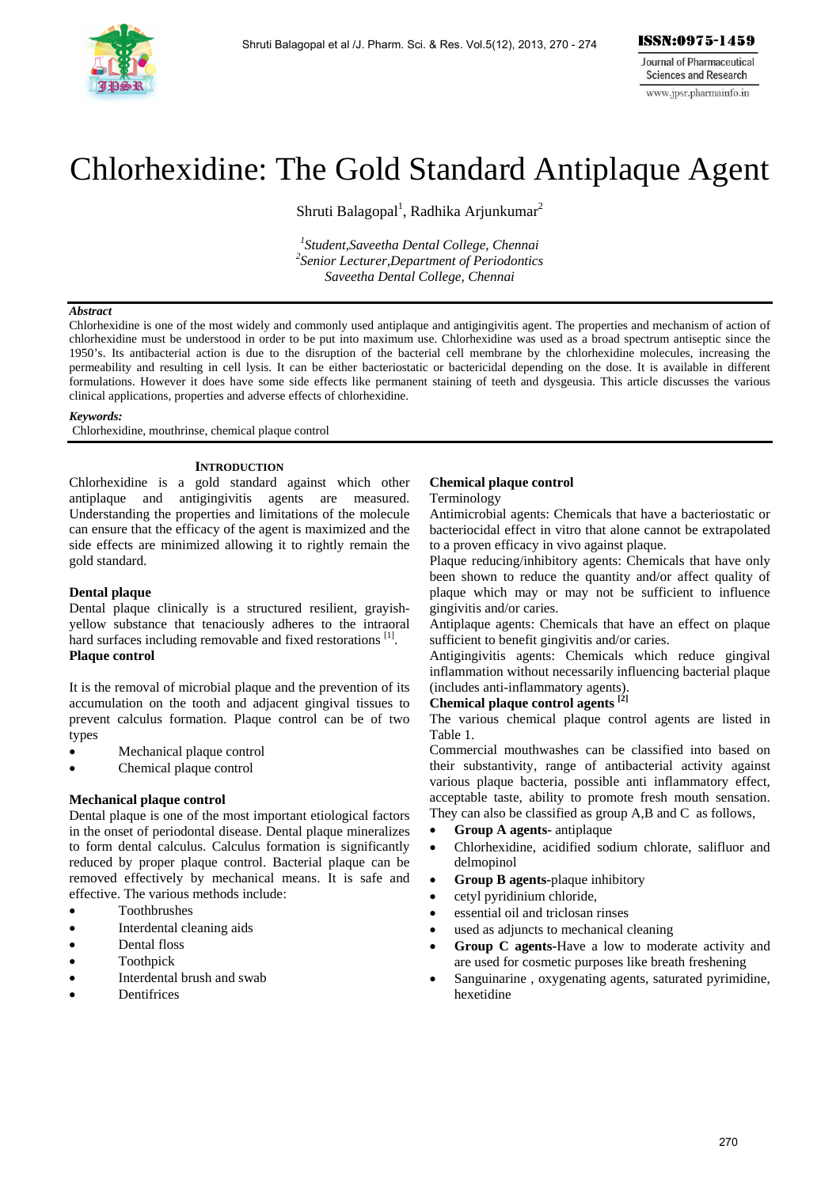# Chlorhexidine: The Gold Standard Antiplaque Agent

Shruti Balagopal[1], Radhika Arjunkumar[2]

*[1]Student,Saveetha Dental College, Chennai*
*[2]Senior Lecturer,Department of Periodontics*
*Saveetha Dental College, Chennai*

***Abstract***

Chlorhexidine is one of the most widely and commonly used antiplaque and antigingivitis agent. The properties and mechanism of action of chlorhexidine must be understood in order to be put into maximum use. Chlorhexidine was used as a broad spectrum antiseptic since the 1950's. Its antibacterial action is due to the disruption of the bacterial cell membrane by the chlorhexidine molecules, increasing the permeability and resulting in cell lysis. It can be either bacteriostatic or bactericidal depending on the dose. It is available in different formulations. However it does have some side effects like permanent staining of teeth and dysgeusia. This article discusses the various clinical applications, properties and adverse effects of chlorhexidine.

***Keywords:***

Chlorhexidine, mouthrinse, chemical plaque control

## INTRODUCTION

Chlorhexidine is a gold standard against which other antiplaque and antigingivitis agents are measured. Understanding the properties and limitations of the molecule can ensure that the efficacy of the agent is maximized and the side effects are minimized allowing it to rightly remain the gold standard.

### Dental plaque

Dental plaque clinically is a structured resilient, grayish-yellow substance that tenaciously adheres to the intraoral hard surfaces including removable and fixed restorations [1].

### Plaque control

It is the removal of microbial plaque and the prevention of its accumulation on the tooth and adjacent gingival tissues to prevent calculus formation. Plaque control can be of two types

- Mechanical plaque control
- Chemical plaque control

### Mechanical plaque control

Dental plaque is one of the most important etiological factors in the onset of periodontal disease. Dental plaque mineralizes to form dental calculus. Calculus formation is significantly reduced by proper plaque control. Bacterial plaque can be removed effectively by mechanical means. It is safe and effective. The various methods include:

- Toothbrushes
- Interdental cleaning aids
- Dental floss
- Toothpick
- Interdental brush and swab
- Dentifrices

### Chemical plaque control

Terminology

Antimicrobial agents: Chemicals that have a bacteriostatic or bacteriocidal effect in vitro that alone cannot be extrapolated to a proven efficacy in vivo against plaque.

Plaque reducing/inhibitory agents: Chemicals that have only been shown to reduce the quantity and/or affect quality of plaque which may or may not be sufficient to influence gingivitis and/or caries.

Antiplaque agents: Chemicals that have an effect on plaque sufficient to benefit gingivitis and/or caries.

Antigingivitis agents: Chemicals which reduce gingival inflammation without necessarily influencing bacterial plaque (includes anti-inflammatory agents).

### Chemical plaque control agents [2]

The various chemical plaque control agents are listed in Table 1.

Commercial mouthwashes can be classified into based on their substantivity, range of antibacterial activity against various plaque bacteria, possible anti inflammatory effect, acceptable taste, ability to promote fresh mouth sensation. They can also be classified as group A,B and C as follows,

- **Group A agents-** antiplaque
- Chlorhexidine, acidified sodium chlorate, salifluor and delmopinol
- **Group B agents**-plaque inhibitory
- cetyl pyridinium chloride,
- essential oil and triclosan rinses
- used as adjuncts to mechanical cleaning
- **Group C agents-**Have a low to moderate activity and are used for cosmetic purposes like breath freshening
- Sanguinarine , oxygenating agents, saturated pyrimidine, hexetidine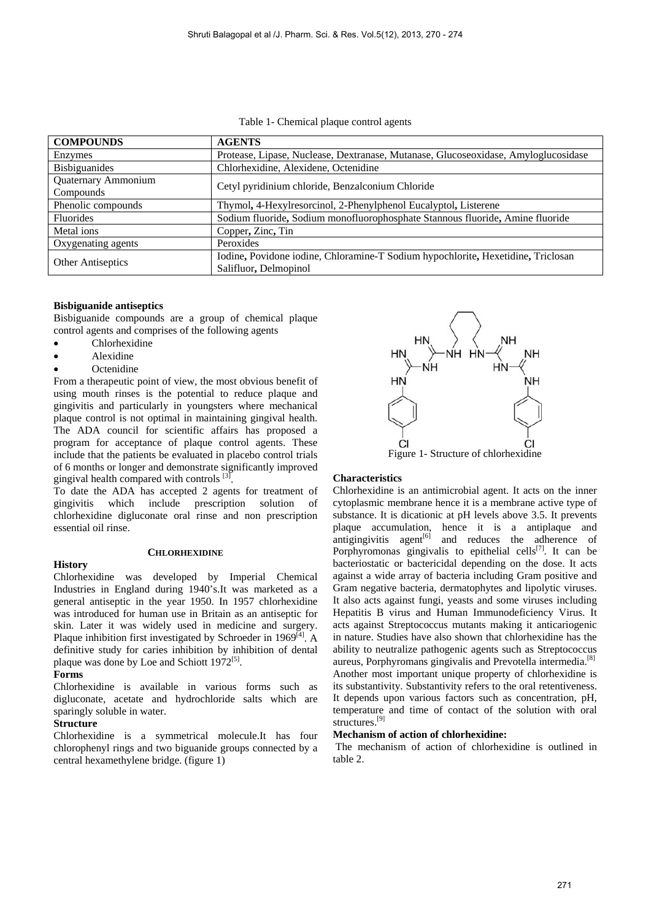Table 1- Chemical plaque control agents

| COMPOUNDS | AGENTS |
|---|---|
| Enzymes | Protease, Lipase, Nuclease, Dextranase, Mutanase, Glucoseoxidase, Amyloglucosidase |
| Bisbiguanides | Chlorhexidine, Alexidene, Octenidine |
| Quaternary Ammonium Compounds | Cetyl pyridinium chloride, Benzalconium Chloride |
| Phenolic compounds | Thymol, 4-Hexylresorcinol, 2-Phenylphenol Eucalyptol, Listerene |
| Fluorides | Sodium fluoride, Sodium monofluorophosphate Stannous fluoride, Amine fluoride |
| Metal ions | Copper, Zinc, Tin |
| Oxygenating agents | Peroxides |
| Other Antiseptics | Iodine, Povidone iodine, Chloramine-T Sodium hypochlorite, Hexetidine, Triclosan Salifluor, Delmopinol |

**Bisbiguanide antiseptics**

Bisbiguanide compounds are a group of chemical plaque control agents and comprises of the following agents

- Chlorhexidine
- Alexidine
- Octenidine

From a therapeutic point of view, the most obvious benefit of using mouth rinses is the potential to reduce plaque and gingivitis and particularly in youngsters where mechanical plaque control is not optimal in maintaining gingival health. The ADA council for scientific affairs has proposed a program for acceptance of plaque control agents. These include that the patients be evaluated in placebo control trials of 6 months or longer and demonstrate significantly improved gingival health compared with controls [3].

To date the ADA has accepted 2 agents for treatment of gingivitis which include prescription solution of chlorhexidine digluconate oral rinse and non prescription essential oil rinse.

## CHLORHEXIDINE

**History**

Chlorhexidine was developed by Imperial Chemical Industries in England during 1940's.It was marketed as a general antiseptic in the year 1950. In 1957 chlorhexidine was introduced for human use in Britain as an antiseptic for skin. Later it was widely used in medicine and surgery. Plaque inhibition first investigated by Schroeder in 1969[4]. A definitive study for caries inhibition by inhibition of dental plaque was done by Loe and Schiott 1972[5].

**Forms**

Chlorhexidine is available in various forms such as digluconate, acetate and hydrochloride salts which are sparingly soluble in water.

**Structure**

Chlorhexidine is a symmetrical molecule.It has four chlorophenyl rings and two biguanide groups connected by a central hexamethylene bridge. (figure 1)

Figure 1- Structure of chlorhexidine

**Characteristics**

Chlorhexidine is an antimicrobial agent. It acts on the inner cytoplasmic membrane hence it is a membrane active type of substance. It is dicationic at pH levels above 3.5. It prevents plaque accumulation, hence it is a antiplaque and antigingivitis agent[6] and reduces the adherence of Porphyromonas gingivalis to epithelial cells[7]. It can be bacteriostatic or bactericidal depending on the dose. It acts against a wide array of bacteria including Gram positive and Gram negative bacteria, dermatophytes and lipolytic viruses. It also acts against fungi, yeasts and some viruses including Hepatitis B virus and Human Immunodeficiency Virus. It acts against Streptococcus mutants making it anticariogenic in nature. Studies have also shown that chlorhexidine has the ability to neutralize pathogenic agents such as Streptococcus aureus, Porphyromans gingivalis and Prevotella intermedia.[8]

Another most important unique property of chlorhexidine is its substantivity. Substantivity refers to the oral retentiveness. It depends upon various factors such as concentration, pH, temperature and time of contact of the solution with oral structures.[9]

**Mechanism of action of chlorhexidine:**

The mechanism of action of chlorhexidine is outlined in table 2.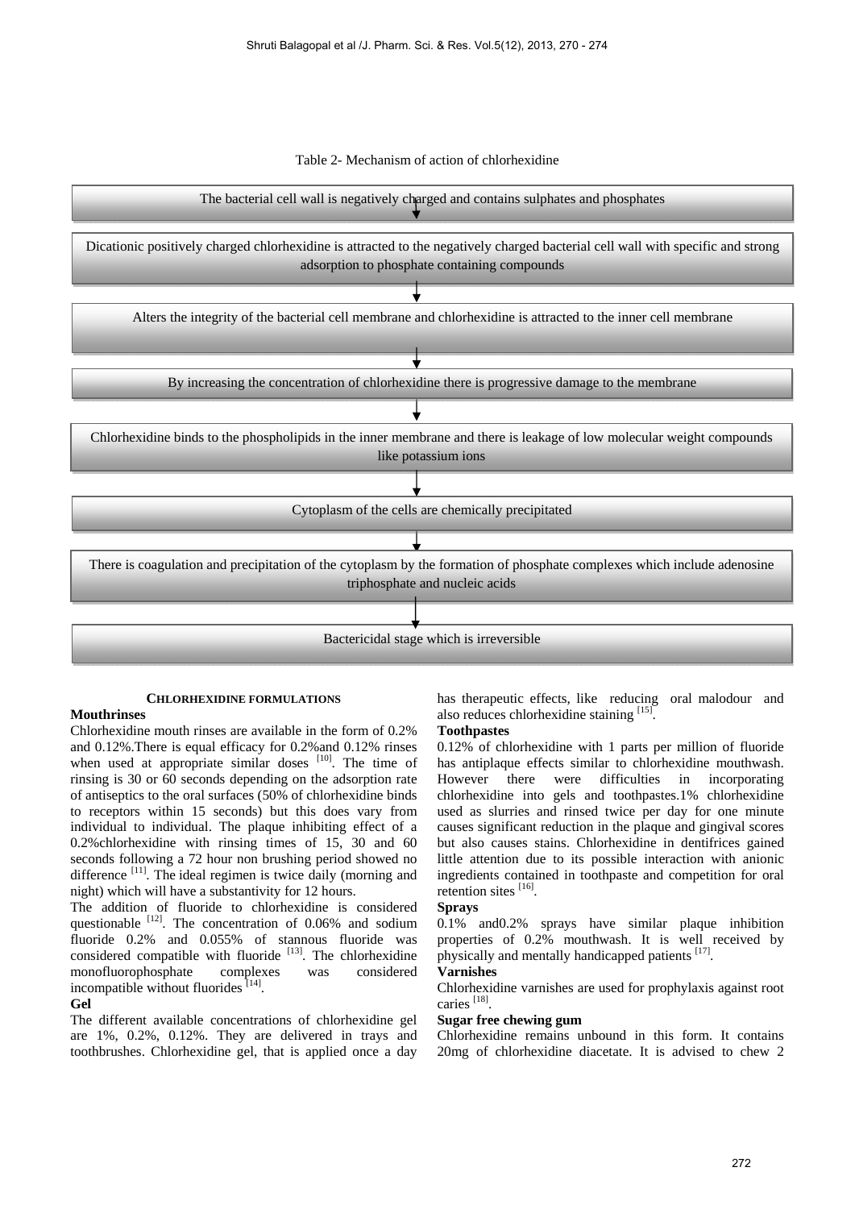Table 2- Mechanism of action of chlorhexidine

The bacterial cell wall is negatively charged and contains sulphates and phosphates

↓

Dicationic positively charged chlorhexidine is attracted to the negatively charged bacterial cell wall with specific and strong adsorption to phosphate containing compounds

↓

Alters the integrity of the bacterial cell membrane and chlorhexidine is attracted to the inner cell membrane

↓

By increasing the concentration of chlorhexidine there is progressive damage to the membrane

↓

Chlorhexidine binds to the phospholipids in the inner membrane and there is leakage of low molecular weight compounds like potassium ions

↓

Cytoplasm of the cells are chemically precipitated

↓

There is coagulation and precipitation of the cytoplasm by the formation of phosphate complexes which include adenosine triphosphate and nucleic acids

↓

Bactericidal stage which is irreversible

## CHLORHEXIDINE FORMULATIONS

**Mouthrinses**

Chlorhexidine mouth rinses are available in the form of 0.2% and 0.12%.There is equal efficacy for 0.2%and 0.12% rinses when used at appropriate similar doses [10]. The time of rinsing is 30 or 60 seconds depending on the adsorption rate of antiseptics to the oral surfaces (50% of chlorhexidine binds to receptors within 15 seconds) but this does vary from individual to individual. The plaque inhibiting effect of a 0.2%chlorhexidine with rinsing times of 15, 30 and 60 seconds following a 72 hour non brushing period showed no difference [11]. The ideal regimen is twice daily (morning and night) which will have a substantivity for 12 hours.

The addition of fluoride to chlorhexidine is considered questionable [12]. The concentration of 0.06% and sodium fluoride 0.2% and 0.055% of stannous fluoride was considered compatible with fluoride [13]. The chlorhexidine monofluorophosphate complexes was considered incompatible without fluorides [14].

**Gel**

The different available concentrations of chlorhexidine gel are 1%, 0.2%, 0.12%. They are delivered in trays and toothbrushes. Chlorhexidine gel, that is applied once a day has therapeutic effects, like reducing oral malodour and also reduces chlorhexidine staining [15].

**Toothpastes**

0.12% of chlorhexidine with 1 parts per million of fluoride has antiplaque effects similar to chlorhexidine mouthwash. However there were difficulties in incorporating chlorhexidine into gels and toothpastes.1% chlorhexidine used as slurries and rinsed twice per day for one minute causes significant reduction in the plaque and gingival scores but also causes stains. Chlorhexidine in dentifrices gained little attention due to its possible interaction with anionic ingredients contained in toothpaste and competition for oral retention sites [16].

**Sprays**

0.1% and0.2% sprays have similar plaque inhibition properties of 0.2% mouthwash. It is well received by physically and mentally handicapped patients [17].

**Varnishes**

Chlorhexidine varnishes are used for prophylaxis against root caries [18].

**Sugar free chewing gum**

Chlorhexidine remains unbound in this form. It contains 20mg of chlorhexidine diacetate. It is advised to chew 2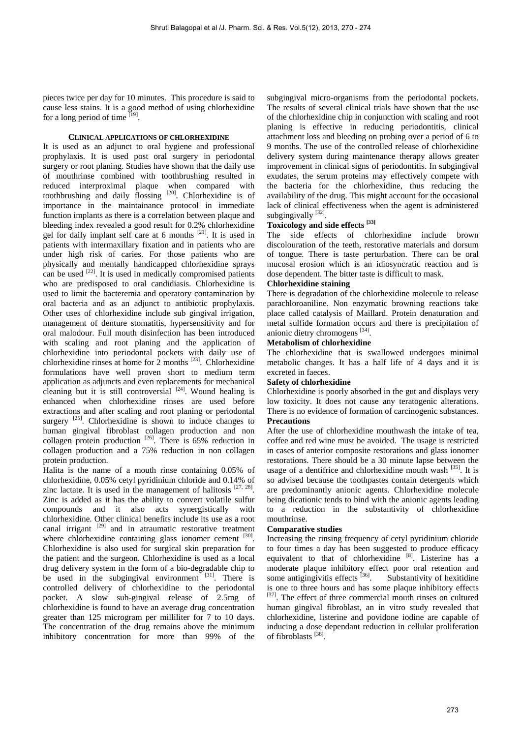pieces twice per day for 10 minutes. This procedure is said to cause less stains. It is a good method of using chlorhexidine for a long period of time [19].

## CLINICAL APPLICATIONS OF CHLORHEXIDINE

It is used as an adjunct to oral hygiene and professional prophylaxis. It is used post oral surgery in periodontal surgery or root planing. Studies have shown that the daily use of mouthrinse combined with toothbrushing resulted in reduced interproximal plaque when compared with toothbrushing and daily flossing [20]. Chlorhexidine is of importance in the maintainance protocol in immediate function implants as there is a correlation between plaque and bleeding index revealed a good result for 0.2% chlorhexidine gel for daily implant self care at 6 months [21]. It is used in patients with intermaxillary fixation and in patients who are under high risk of caries. For those patients who are physically and mentally handicapped chlorhexidine sprays can be used [22]. It is used in medically compromised patients who are predisposed to oral candidiasis. Chlorhexidine is used to limit the bacteremia and operatory contamination by oral bacteria and as an adjunct to antibiotic prophylaxis. Other uses of chlorhexidine include sub gingival irrigation, management of denture stomatitis, hypersensitivity and for oral malodour. Full mouth disinfection has been introduced with scaling and root planing and the application of chlorhexidine into periodontal pockets with daily use of chlorhexidine rinses at home for 2 months [23]. Chlorhexidine formulations have well proven short to medium term application as adjuncts and even replacements for mechanical cleaning but it is still controversial [24]. Wound healing is enhanced when chlorhexidine rinses are used before extractions and after scaling and root planing or periodontal surgery [25]. Chlorhexidine is shown to induce changes to human gingival fibroblast collagen production and non collagen protein production [26]. There is 65% reduction in collagen production and a 75% reduction in non collagen protein production.

Halita is the name of a mouth rinse containing 0.05% of chlorhexidine, 0.05% cetyl pyridinium chloride and 0.14% of zinc lactate. It is used in the management of halitosis [27, 28]. Zinc is added as it has the ability to convert volatile sulfur compounds and it also acts synergistically with chlorhexidine. Other clinical benefits include its use as a root canal irrigant [29] and in atraumatic restorative treatment where chlorhexidine containing glass ionomer cement [30]. Chlorhexidine is also used for surgical skin preparation for the patient and the surgeon. Chlorhexidine is used as a local drug delivery system in the form of a bio-degradable chip to be used in the subgingival environment [31]. There is controlled delivery of chlorhexidine to the periodontal pocket. A slow sub-gingival release of 2.5mg of chlorhexidine is found to have an average drug concentration greater than 125 microgram per milliliter for 7 to 10 days. The concentration of the drug remains above the minimum inhibitory concentration for more than 99% of the subgingival micro-organisms from the periodontal pockets. The results of several clinical trials have shown that the use of the chlorhexidine chip in conjunction with scaling and root planing is effective in reducing periodontitis, clinical attachment loss and bleeding on probing over a period of 6 to 9 months. The use of the controlled release of chlorhexidine delivery system during maintenance therapy allows greater improvement in clinical signs of periodontitis. In subgingival exudates, the serum proteins may effectively compete with the bacteria for the chlorhexidine, thus reducing the availability of the drug. This might account for the occasional lack of clinical effectiveness when the agent is administered subgingivally [32].

### Toxicology and side effects [33]

The side effects of chlorhexidine include brown discolouration of the teeth, restorative materials and dorsum of tongue. There is taste perturbation. There can be oral mucosal erosion which is an idiosyncratic reaction and is dose dependent. The bitter taste is difficult to mask.

### Chlorhexidine staining

There is degradation of the chlorhexidine molecule to release parachloroaniline. Non enzymatic browning reactions take place called catalysis of Maillard. Protein denaturation and metal sulfide formation occurs and there is precipitation of anionic dietry chromogens [34].

### Metabolism of chlorhexidine

The chlorhexidine that is swallowed undergoes minimal metabolic changes. It has a half life of 4 days and it is excreted in faeces.

### Safety of chlorhexidine

Chlorhexidine is poorly absorbed in the gut and displays very low toxicity. It does not cause any teratogenic alterations. There is no evidence of formation of carcinogenic substances.

### Precautions

After the use of chlorhexidine mouthwash the intake of tea, coffee and red wine must be avoided. The usage is restricted in cases of anterior composite restorations and glass ionomer restorations. There should be a 30 minute lapse between the usage of a dentifrice and chlorhexidine mouth wash [35]. It is so advised because the toothpastes contain detergents which are predominantly anionic agents. Chlorhexidine molecule being dicationic tends to bind with the anionic agents leading to a reduction in the substantivity of chlorhexidine mouthrinse.

### Comparative studies

Increasing the rinsing frequency of cetyl pyridinium chloride to four times a day has been suggested to produce efficacy equivalent to that of chlorhexidine [8]. Listerine has a moderate plaque inhibitory effect poor oral retention and some antigingivitis effects [36]. Substantivity of hexitidine is one to three hours and has some plaque inhibitory effects [37]. The effect of three commercial mouth rinses on cultured human gingival fibroblast, an in vitro study revealed that chlorhexidine, listerine and povidone iodine are capable of inducing a dose dependant reduction in cellular proliferation of fibroblasts [38].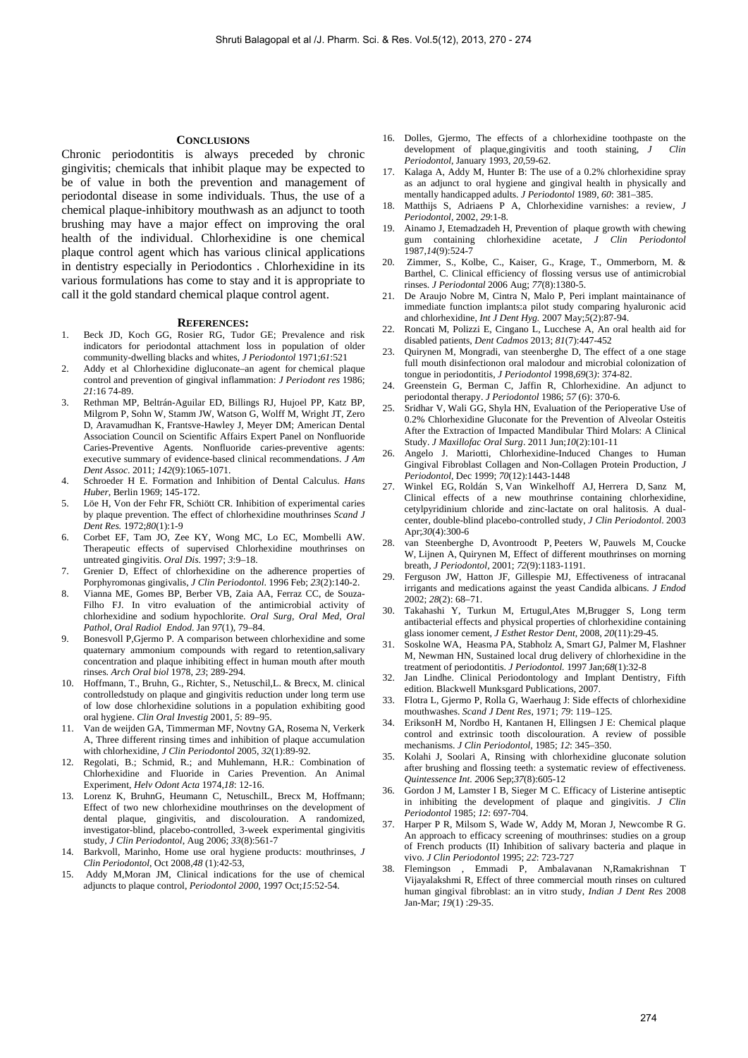## CONCLUSIONS

Chronic periodontitis is always preceded by chronic gingivitis; chemicals that inhibit plaque may be expected to be of value in both the prevention and management of periodontal disease in some individuals. Thus, the use of a chemical plaque-inhibitory mouthwash as an adjunct to tooth brushing may have a major effect on improving the oral health of the individual. Chlorhexidine is one chemical plaque control agent which has various clinical applications in dentistry especially in Periodontics . Chlorhexidine in its various formulations has come to stay and it is appropriate to call it the gold standard chemical plaque control agent.

## REFERENCES:

1. Beck JD, Koch GG, Rosier RG, Tudor GE; Prevalence and risk indicators for periodontal attachment loss in population of older community-dwelling blacks and whites, *J Periodontol* 1971;*61*:521
2. Addy et al Chlorhexidine digluconate–an agent for chemical plaque control and prevention of gingival inflammation: *J Periodont res* 1986; *21*:16 74-89.
3. Rethman MP, Beltrán-Aguilar ED, Billings RJ, Hujoel PP, Katz BP, Milgrom P, Sohn W, Stamm JW, Watson G, Wolff M, Wright JT, Zero D, Aravamudhan K, Frantsve-Hawley J, Meyer DM; American Dental Association Council on Scientific Affairs Expert Panel on Nonfluoride Caries-Preventive Agents. Nonfluoride caries-preventive agents: executive summary of evidence-based clinical recommendations. *J Am Dent Assoc*. 2011; *142*(9):1065-1071.
4. Schroeder H E. Formation and Inhibition of Dental Calculus. *Hans Huber*, Berlin 1969; 145-172.
5. Löe H, Von der Fehr FR, Schiött CR. Inhibition of experimental caries by plaque prevention. The effect of chlorhexidine mouthrinses *Scand J Dent Res.* 1972;*80*(1):1-9
6. Corbet EF, Tam JO, Zee KY, Wong MC, Lo EC, Mombelli AW. Therapeutic effects of supervised Chlorhexidine mouthrinses on untreated gingivitis. *Oral Dis.* 1997; *3*:9–18.
7. Grenier D, Effect of chlorhexidine on the adherence properties of Porphyromonas gingivalis, *J Clin Periodontol*. 1996 Feb; *23*(2):140-2.
8. Vianna ME, Gomes BP, Berber VB, Zaia AA, Ferraz CC, de Souza-Filho FJ. In vitro evaluation of the antimicrobial activity of chlorhexidine and sodium hypochlorite. *Oral Surg, Oral Med, Oral Pathol, Oral Radiol Endod*. Jan *97*(1), 79–84.
9. Bonesvoll P,Gjermo P. A comparison between chlorhexidine and some quaternary ammonium compounds with regard to retention,salivary concentration and plaque inhibiting effect in human mouth after mouth rinses. *Arch Oral biol* 1978, *23*; 289-294.
10. Hoffmann, T., Bruhn, G., Richter, S., Netuschil,L. & Brecx, M. clinical controlledstudy on plaque and gingivitis reduction under long term use of low dose chlorhexidine solutions in a population exhibiting good oral hygiene. *Clin Oral Investig* 2001, *5*: 89–95.
11. Van de weijden GA, Timmerman MF, Novtny GA, Rosema N, Verkerk A, Three different rinsing times and inhibition of plaque accumulation with chlorhexidine, *J Clin Periodontol* 2005, *32*(1):89-92.
12. Regolati, B.; Schmid, R.; and Muhlemann, H.R.: Combination of Chlorhexidine and Fluoride in Caries Prevention. An Animal Experiment, *Helv Odont Acta* 1974,*18*: 12-16.
13. Lorenz K, BruhnG, Heumann C, NetuschilL, Brecx M, Hoffmann; Effect of two new chlorhexidine mouthrinses on the development of dental plaque, gingivitis, and discolouration. A randomized, investigator-blind, placebo-controlled, 3-week experimental gingivitis study, *J Clin Periodontol*, Aug 2006; *33*(8):561-7
14. Barkvoll, Marinho, Home use oral hygiene products: mouthrinses, *J Clin Periodontol*, Oct 2008,*48* (1):42-53,
15. Addy M,Moran JM, Clinical indications for the use of chemical adjuncts to plaque control, *Periodontol 2000*, 1997 Oct;*15*:52-54.
16. Dolles, Gjermo, The effects of a chlorhexidine toothpaste on the development of plaque,gingivitis and tooth staining, *J Clin Periodontol*, January 1993, *20*,59-62.
17. Kalaga A, Addy M, Hunter B: The use of a 0.2% chlorhexidine spray as an adjunct to oral hygiene and gingival health in physically and mentally handicapped adults. *J Periodontol* 1989, *60*: 381–385.
18. Matthijs S, Adriaens P A, Chlorhexidine varnishes: a review, *J Periodontol*, 2002, *29*:1-8.
19. Ainamo J, Etemadzadeh H, Prevention of plaque growth with chewing gum containing chlorhexidine acetate, *J Clin Periodontol* 1987,*14*(9):524-7
20. Zimmer, S., Kolbe, C., Kaiser, G., Krage, T., Ommerborn, M. & Barthel, C. Clinical efficiency of flossing versus use of antimicrobial rinses. *J Periodontal* 2006 Aug; *77*(8):1380-5.
21. De Araujo Nobre M, Cintra N, Malo P, Peri implant maintainance of immediate function implants:a pilot study comparing hyaluronic acid and chlorhexidine, *Int J Dent Hyg.* 2007 May;*5*(2):87-94.
22. Roncati M, Polizzi E, Cingano L, Lucchese A, An oral health aid for disabled patients, *Dent Cadmos* 2013; *81*(7):447-452
23. Quirynen M, Mongradi, van steenberghe D, The effect of a one stage full mouth disinfectionon oral malodour and microbial colonization of tongue in periodontitis, *J Periodontol* 1998,*69*(3*)*: 374-82.
24. Greenstein G, Berman C, Jaffin R, Chlorhexidine. An adjunct to periodontal therapy. *J Periodontol* 1986; *57* (6): 370-6.
25. Sridhar V, Wali GG, Shyla HN, Evaluation of the Perioperative Use of 0.2% Chlorhexidine Gluconate for the Prevention of Alveolar Osteitis After the Extraction of Impacted Mandibular Third Molars: A Clinical Study. *J Maxillofac Oral Surg*. 2011 Jun;*10*(2):101-11
26. Angelo J. Mariotti, Chlorhexidine-Induced Changes to Human Gingival Fibroblast Collagen and Non-Collagen Protein Production, *J Periodontol*, Dec 1999; *70*(12):1443-1448
27. Winkel EG, Roldán S, Van Winkelhoff AJ, Herrera D, Sanz M, Clinical effects of a new mouthrinse containing chlorhexidine, cetylpyridinium chloride and zinc-lactate on oral halitosis. A dual-center, double-blind placebo-controlled study, *J Clin Periodontol*. 2003 Apr;*30*(4):300-6
28. van Steenberghe D, Avontroodt P, Peeters W, Pauwels M, Coucke W, Lijnen A, Quirynen M, Effect of different mouthrinses on morning breath, *J Periodontol*, 2001; *72*(9):1183-1191.
29. Ferguson JW, Hatton JF, Gillespie MJ, Effectiveness of intracanal irrigants and medications against the yeast Candida albicans. *J Endod* 2002; *28*(2): 68–71.
30. Takahashi Y, Turkun M, Ertugul,Ates M,Brugger S, Long term antibacterial effects and physical properties of chlorhexidine containing glass ionomer cement, *J Esthet Restor Dent*, 2008, *20*(11):29-45.
31. Soskolne WA, Heasma PA, Stabholz A, Smart GJ, Palmer M, Flashner M, Newman HN, Sustained local drug delivery of chlorhexidine in the treatment of periodontitis. *J Periodontol.* 1997 Jan;*68*(1):32-8
32. Jan Lindhe. Clinical Periodontology and Implant Dentistry, Fifth edition. Blackwell Munksgard Publications, 2007.
33. Flotra L, Gjermo P, Rolla G, Waerhaug J: Side effects of chlorhexidine mouthwashes. *Scand J Dent Res*, 1971; *79*: 119–125.
34. EriksonH M, Nordbo H, Kantanen H, Ellingsen J E: Chemical plaque control and extrinsic tooth discolouration. A review of possible mechanisms. *J Clin Periodontol*, 1985; *12*: 345–350.
35. Kolahi J, Soolari A, Rinsing with chlorhexidine gluconate solution after brushing and flossing teeth: a systematic review of effectiveness. *Quintessence Int*. 2006 Sep;*37*(8):605-12
36. Gordon J M, Lamster I B, Sieger M C. Efficacy of Listerine antiseptic in inhibiting the development of plaque and gingivitis. *J Clin Periodontol* 1985; *12*: 697-704.
37. Harper P R, Milsom S, Wade W, Addy M, Moran J, Newcombe R G. An approach to efficacy screening of mouthrinses: studies on a group of French products (II) Inhibition of salivary bacteria and plaque in vivo. *J Clin Periodontol* 1995; *22*: 723-727
38. Flemingson , Emmadi P, Ambalavanan N,Ramakrishnan T Vijayalakshmi R, Effect of three commercial mouth rinses on cultured human gingival fibroblast: an in vitro study, *Indian J Dent Res* 2008 Jan-Mar; *19*(1) :29-35.